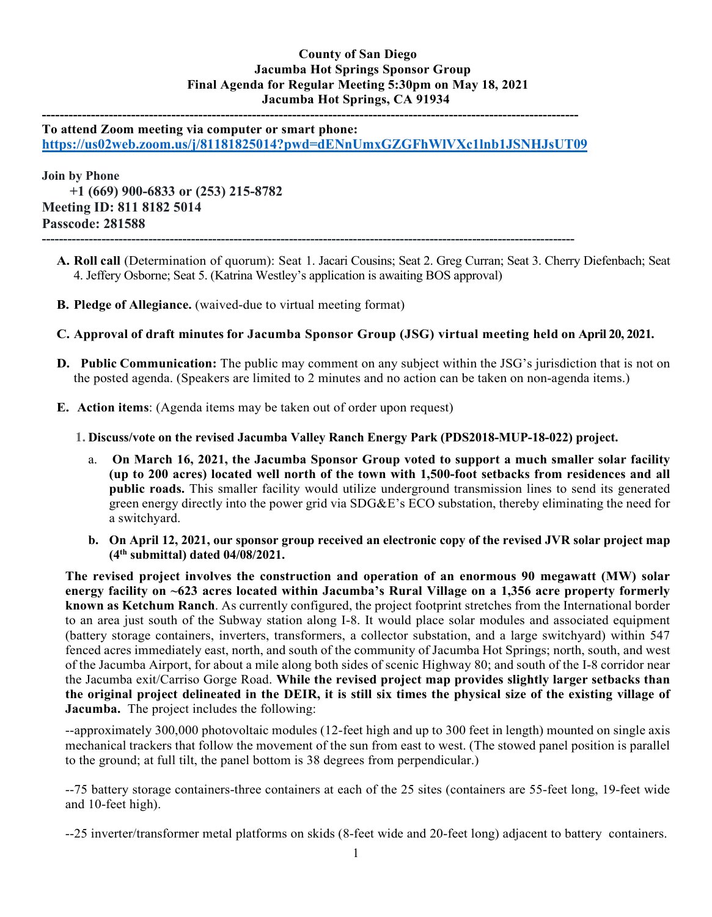**County of San Diego**
**Jacumba Hot Springs Sponsor Group**
**Final Agenda for Regular Meeting 5:30pm on May 18, 2021**
**Jacumba Hot Springs, CA 91934**

---

**To attend Zoom meeting via computer or smart phone:**
**https://us02web.zoom.us/j/81181825014?pwd=dENnUmxGZGFhWlVXc1lnb1JSNHJsUT09**

**Join by Phone**
**+1 (669) 900-6833 or (253) 215-8782**
**Meeting ID: 811 8182 5014**
**Passcode: 281588**

---

**A. Roll call** (Determination of quorum): Seat 1. Jacari Cousins; Seat 2. Greg Curran; Seat 3. Cherry Diefenbach; Seat 4. Jeffery Osborne; Seat 5. (Katrina Westley's application is awaiting BOS approval)

**B. Pledge of Allegiance.** (waived-due to virtual meeting format)

**C. Approval of draft minutes for Jacumba Sponsor Group (JSG) virtual meeting held on April 20, 2021.**

**D. Public Communication:** The public may comment on any subject within the JSG's jurisdiction that is not on the posted agenda. (Speakers are limited to 2 minutes and no action can be taken on non-agenda items.)

**E. Action items**: (Agenda items may be taken out of order upon request)

1. **Discuss/vote on the revised Jacumba Valley Ranch Energy Park (PDS2018-MUP-18-022) project.**

   a. **On March 16, 2021, the Jacumba Sponsor Group voted to support a much smaller solar facility (up to 200 acres) located well north of the town with 1,500-foot setbacks from residences and all public roads.** This smaller facility would utilize underground transmission lines to send its generated green energy directly into the power grid via SDG&E's ECO substation, thereby eliminating the need for a switchyard.

   b. **On April 12, 2021, our sponsor group received an electronic copy of the revised JVR solar project map (4th submittal) dated 04/08/2021.**

**The revised project involves the construction and operation of an enormous 90 megawatt (MW) solar energy facility on ~623 acres located within Jacumba's Rural Village on a 1,356 acre property formerly known as Ketchum Ranch**. As currently configured, the project footprint stretches from the International border to an area just south of the Subway station along I-8. It would place solar modules and associated equipment (battery storage containers, inverters, transformers, a collector substation, and a large switchyard) within 547 fenced acres immediately east, north, and south of the community of Jacumba Hot Springs; north, south, and west of the Jacumba Airport, for about a mile along both sides of scenic Highway 80; and south of the I-8 corridor near the Jacumba exit/Carriso Gorge Road. **While the revised project map provides slightly larger setbacks than the original project delineated in the DEIR, it is still six times the physical size of the existing village of Jacumba.** The project includes the following:

--approximately 300,000 photovoltaic modules (12-feet high and up to 300 feet in length) mounted on single axis mechanical trackers that follow the movement of the sun from east to west. (The stowed panel position is parallel to the ground; at full tilt, the panel bottom is 38 degrees from perpendicular.)

--75 battery storage containers-three containers at each of the 25 sites (containers are 55-feet long, 19-feet wide and 10-feet high).

--25 inverter/transformer metal platforms on skids (8-feet wide and 20-feet long) adjacent to battery containers.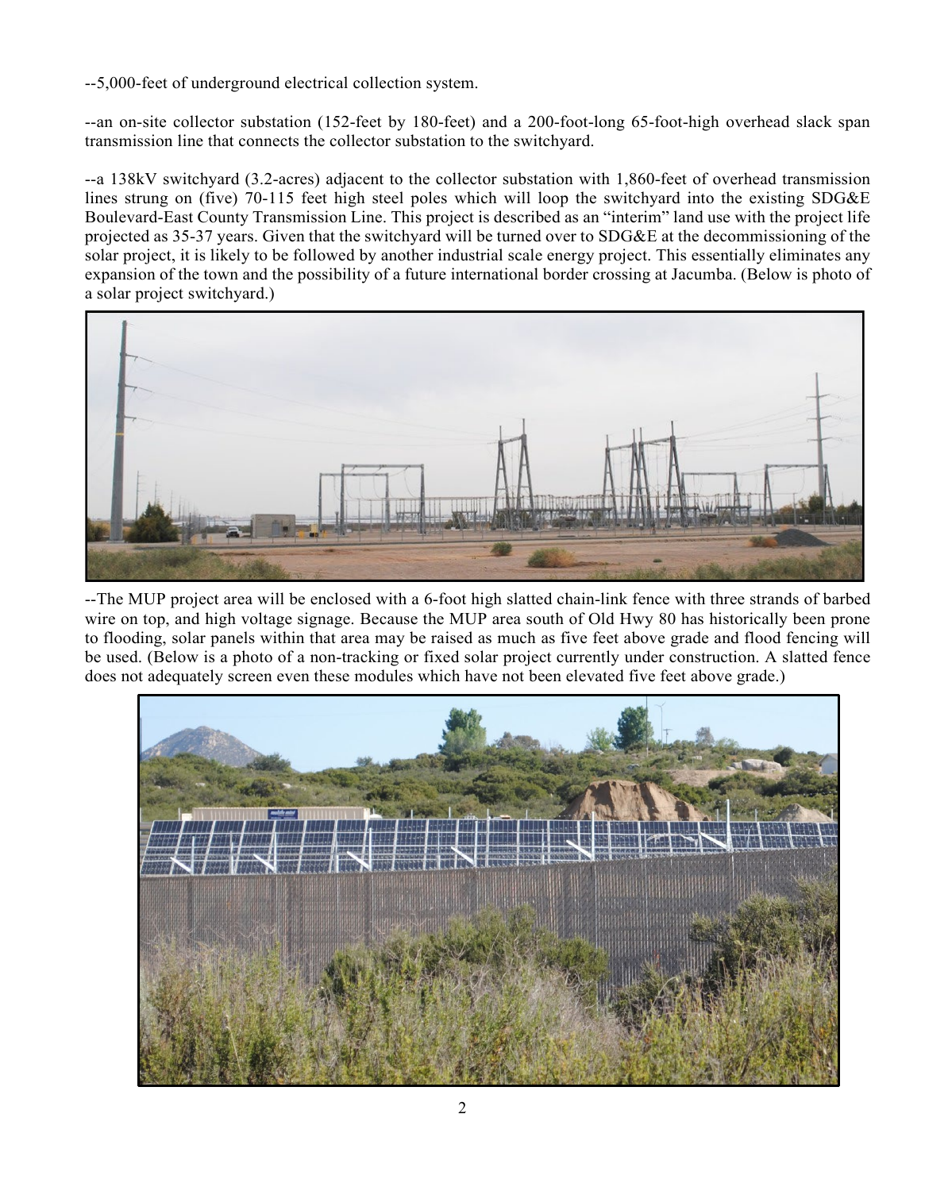--5,000-feet of underground electrical collection system.

--an on-site collector substation (152-feet by 180-feet) and a 200-foot-long 65-foot-high overhead slack span transmission line that connects the collector substation to the switchyard.

--a 138kV switchyard (3.2-acres) adjacent to the collector substation with 1,860-feet of overhead transmission lines strung on (five) 70-115 feet high steel poles which will loop the switchyard into the existing SDG&E Boulevard-East County Transmission Line. This project is described as an "interim" land use with the project life projected as 35-37 years. Given that the switchyard will be turned over to SDG&E at the decommissioning of the solar project, it is likely to be followed by another industrial scale energy project. This essentially eliminates any expansion of the town and the possibility of a future international border crossing at Jacumba. (Below is photo of a solar project switchyard.)

--The MUP project area will be enclosed with a 6-foot high slatted chain-link fence with three strands of barbed wire on top, and high voltage signage. Because the MUP area south of Old Hwy 80 has historically been prone to flooding, solar panels within that area may be raised as much as five feet above grade and flood fencing will be used. (Below is a photo of a non-tracking or fixed solar project currently under construction. A slatted fence does not adequately screen even these modules which have not been elevated five feet above grade.)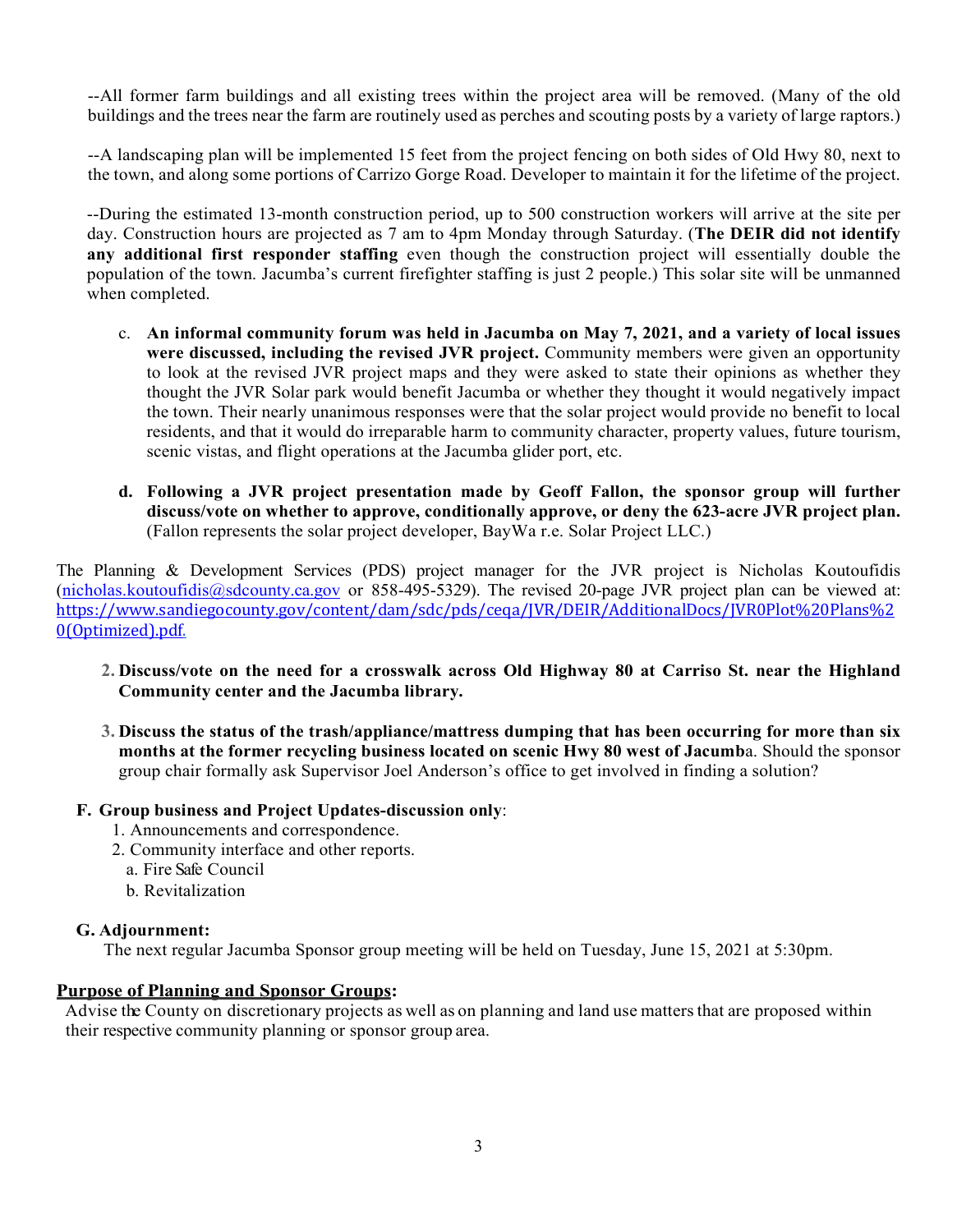--All former farm buildings and all existing trees within the project area will be removed. (Many of the old buildings and the trees near the farm are routinely used as perches and scouting posts by a variety of large raptors.)

--A landscaping plan will be implemented 15 feet from the project fencing on both sides of Old Hwy 80, next to the town, and along some portions of Carrizo Gorge Road. Developer to maintain it for the lifetime of the project.

--During the estimated 13-month construction period, up to 500 construction workers will arrive at the site per day. Construction hours are projected as 7 am to 4pm Monday through Saturday. (**The DEIR did not identify any additional first responder staffing** even though the construction project will essentially double the population of the town. Jacumba's current firefighter staffing is just 2 people.) This solar site will be unmanned when completed.

c. **An informal community forum was held in Jacumba on May 7, 2021, and a variety of local issues were discussed, including the revised JVR project.** Community members were given an opportunity to look at the revised JVR project maps and they were asked to state their opinions as whether they thought the JVR Solar park would benefit Jacumba or whether they thought it would negatively impact the town. Their nearly unanimous responses were that the solar project would provide no benefit to local residents, and that it would do irreparable harm to community character, property values, future tourism, scenic vistas, and flight operations at the Jacumba glider port, etc.

d. **Following a JVR project presentation made by Geoff Fallon, the sponsor group will further discuss/vote on whether to approve, conditionally approve, or deny the 623-acre JVR project plan.** (Fallon represents the solar project developer, BayWa r.e. Solar Project LLC.)

The Planning & Development Services (PDS) project manager for the JVR project is Nicholas Koutoufidis (nicholas.koutoufidis@sdcounty.ca.gov or 858-495-5329). The revised 20-page JVR project plan can be viewed at: https://www.sandiegocounty.gov/content/dam/sdc/pds/ceqa/JVR/DEIR/AdditionalDocs/JVR0Plot%20Plans%20(Optimized).pdf.

2. **Discuss/vote on the need for a crosswalk across Old Highway 80 at Carriso St. near the Highland Community center and the Jacumba library.**

3. **Discuss the status of the trash/appliance/mattress dumping that has been occurring for more than six months at the former recycling business located on scenic Hwy 80 west of Jacumb**a. Should the sponsor group chair formally ask Supervisor Joel Anderson's office to get involved in finding a solution?

**F. Group business and Project Updates-discussion only**:

1. Announcements and correspondence.
2. Community interface and other reports.
   a. Fire Safe Council
   b. Revitalization

**G. Adjournment:**

The next regular Jacumba Sponsor group meeting will be held on Tuesday, June 15, 2021 at 5:30pm.

**Purpose of Planning and Sponsor Groups:**

Advise the County on discretionary projects as well as on planning and land use matters that are proposed within their respective community planning or sponsor group area.